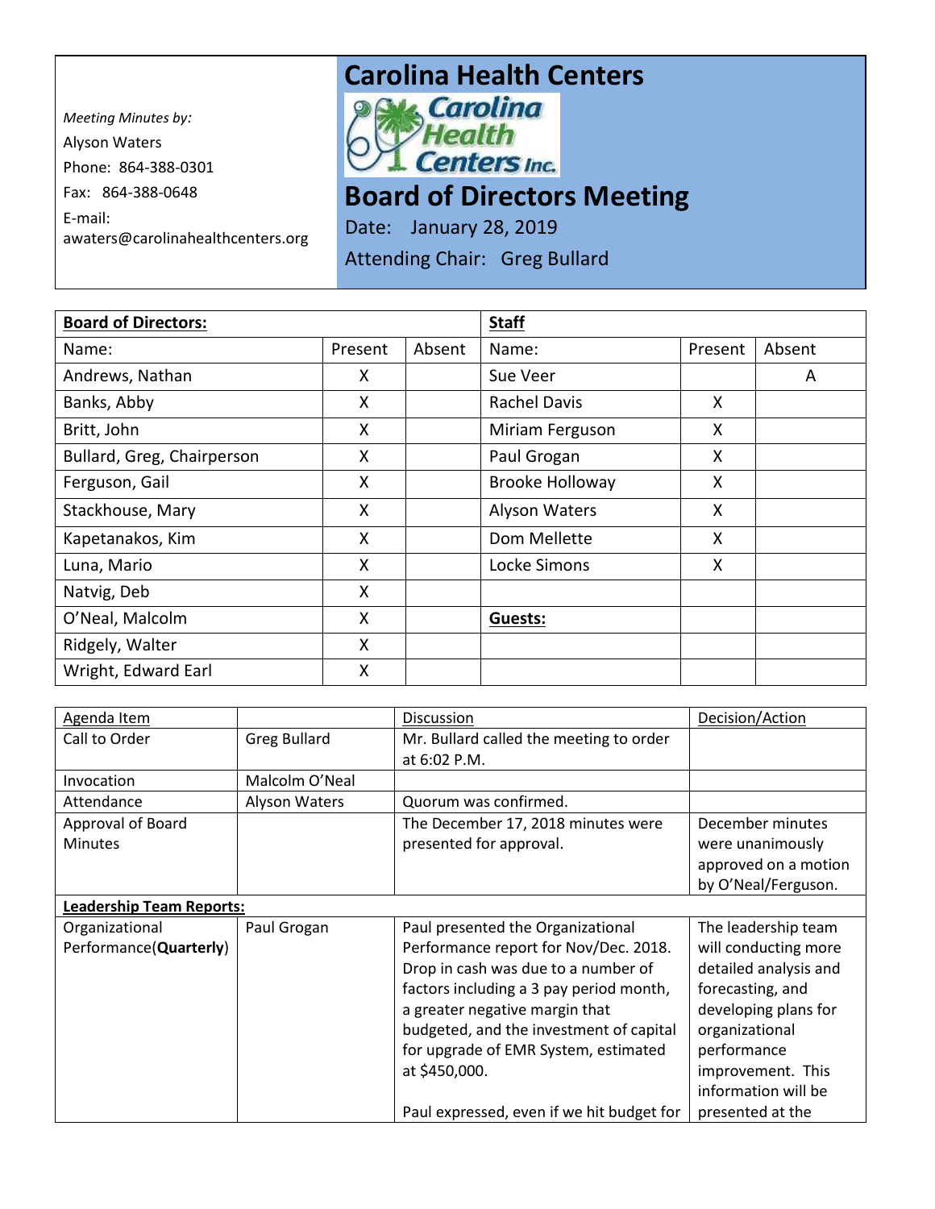Meeting Minutes by:
Alyson Waters
Phone: 864-388-0301
Fax: 864-388-0648
E-mail:
awaters@carolinahealthcenters.org

# Carolina Health Centers

Carolina Health Centers Inc.

# Board of Directors Meeting

Date: January 28, 2019

Attending Chair: Greg Bullard

| **Board of Directors:** | | | **Staff** | | |
|---|---|---|---|---|---|
| Name: | Present | Absent | Name: | Present | Absent |
| Andrews, Nathan | X | | Sue Veer | | A |
| Banks, Abby | X | | Rachel Davis | X | |
| Britt, John | X | | Miriam Ferguson | X | |
| Bullard, Greg, Chairperson | X | | Paul Grogan | X | |
| Ferguson, Gail | X | | Brooke Holloway | X | |
| Stackhouse, Mary | X | | Alyson Waters | X | |
| Kapetanakos, Kim | X | | Dom Mellette | X | |
| Luna, Mario | X | | Locke Simons | X | |
| Natvig, Deb | X | | | | |
| O'Neal, Malcolm | X | | **Guests:** | | |
| Ridgely, Walter | X | | | | |
| Wright, Edward Earl | X | | | | |

| Agenda Item | | Discussion | Decision/Action |
|---|---|---|---|
| Call to Order | Greg Bullard | Mr. Bullard called the meeting to order at 6:02 P.M. | |
| Invocation | Malcolm O'Neal | | |
| Attendance | Alyson Waters | Quorum was confirmed. | |
| Approval of Board Minutes | | The December 17, 2018 minutes were presented for approval. | December minutes were unanimously approved on a motion by O'Neal/Ferguson. |
| **Leadership Team Reports:** | | | |
| Organizational Performance(**Quarterly**) | Paul Grogan | Paul presented the Organizational Performance report for Nov/Dec. 2018. Drop in cash was due to a number of factors including a 3 pay period month, a greater negative margin that budgeted, and the investment of capital for upgrade of EMR System, estimated at $450,000.<br><br>Paul expressed, even if we hit budget for | The leadership team will conducting more detailed analysis and forecasting, and developing plans for organizational performance improvement. This information will be presented at the |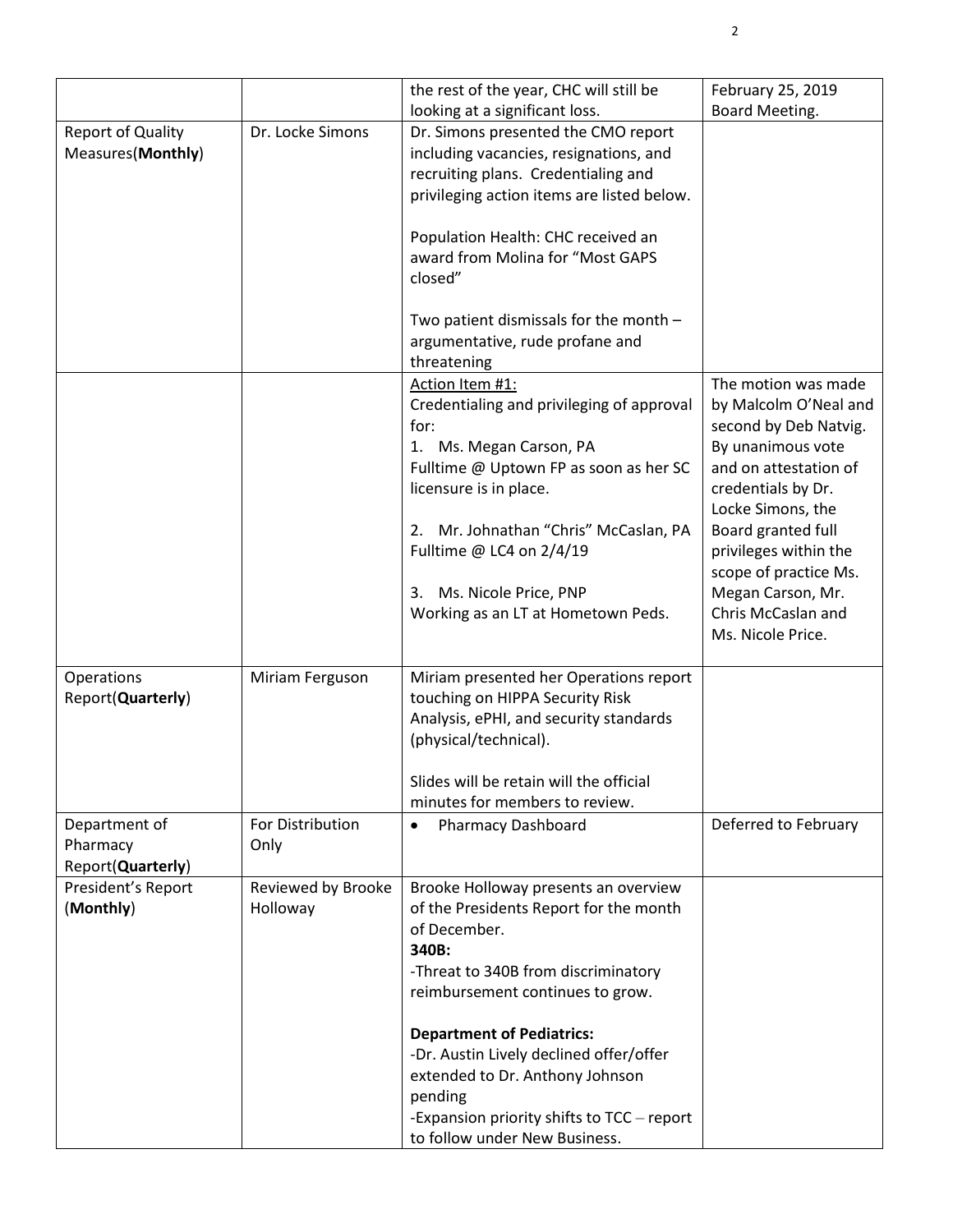| | | | |
|---|---|---|---|
| | | the rest of the year, CHC will still be looking at a significant loss. | February 25, 2019 Board Meeting. |
| Report of Quality Measures(**Monthly**) | Dr. Locke Simons | Dr. Simons presented the CMO report including vacancies, resignations, and recruiting plans. Credentialing and privileging action items are listed below.<br><br>Population Health: CHC received an award from Molina for "Most GAPS closed"<br><br>Two patient dismissals for the month – argumentative, rude profane and threatening | |
| | | Action Item #1:<br>Credentialing and privileging of approval for:<br>1. Ms. Megan Carson, PA<br>Fulltime @ Uptown FP as soon as her SC licensure is in place.<br><br>2. Mr. Johnathan "Chris" McCaslan, PA<br>Fulltime @ LC4 on 2/4/19<br><br>3. Ms. Nicole Price, PNP<br>Working as an LT at Hometown Peds. | The motion was made by Malcolm O'Neal and second by Deb Natvig. By unanimous vote and on attestation of credentials by Dr. Locke Simons, the Board granted full privileges within the scope of practice Ms. Megan Carson, Mr. Chris McCaslan and Ms. Nicole Price. |
| Operations Report(**Quarterly**) | Miriam Ferguson | Miriam presented her Operations report touching on HIPPA Security Risk Analysis, ePHI, and security standards (physical/technical).<br><br>Slides will be retain will the official minutes for members to review. | |
| Department of Pharmacy Report(**Quarterly**) | For Distribution Only | • Pharmacy Dashboard | Deferred to February |
| President's Report (**Monthly**) | Reviewed by Brooke Holloway | Brooke Holloway presents an overview of the Presidents Report for the month of December.<br>**340B:**<br>-Threat to 340B from discriminatory reimbursement continues to grow.<br><br>**Department of Pediatrics:**<br>-Dr. Austin Lively declined offer/offer extended to Dr. Anthony Johnson pending<br>-Expansion priority shifts to TCC – report to follow under New Business. | |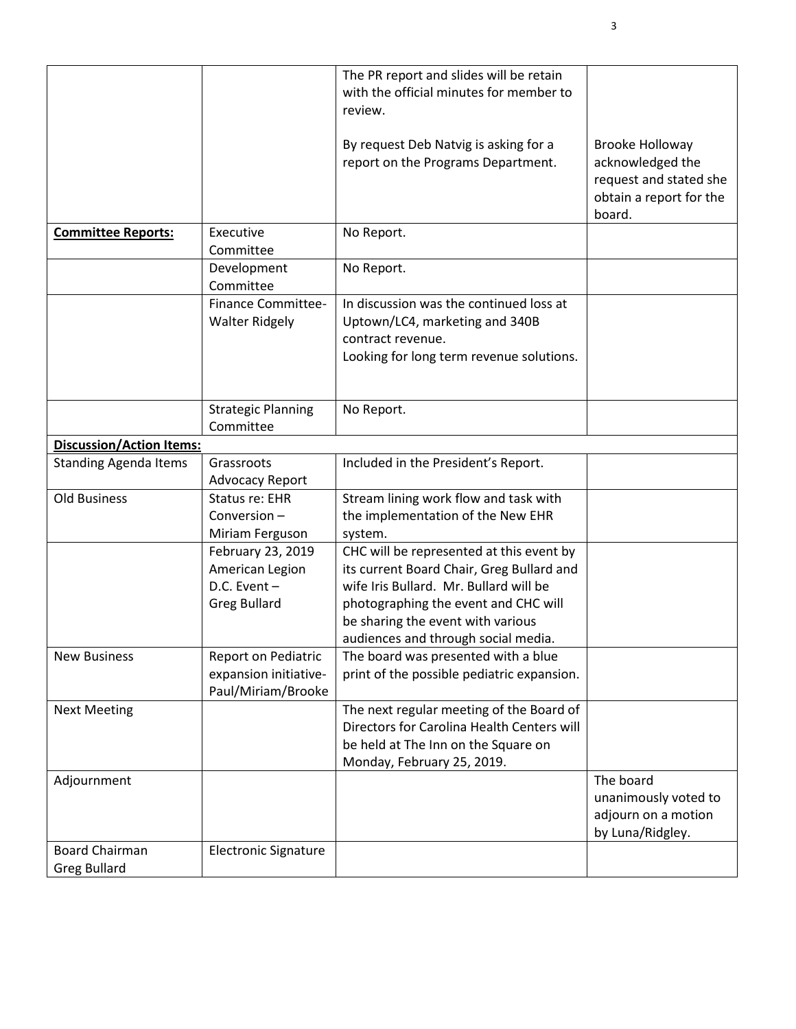| | | | |
|---|---|---|---|
| | | The PR report and slides will be retain with the official minutes for member to review.<br><br>By request Deb Natvig is asking for a report on the Programs Department. | <br><br><br>Brooke Holloway acknowledged the request and stated she obtain a report for the board. |
| **Committee Reports:** | Executive Committee | No Report. | |
| | Development Committee | No Report. | |
| | Finance Committee-Walter Ridgely | In discussion was the continued loss at Uptown/LC4, marketing and 340B contract revenue.<br>Looking for long term revenue solutions. | |
| | Strategic Planning Committee | No Report. | |
| **Discussion/Action Items:** | | | |
| Standing Agenda Items | Grassroots Advocacy Report | Included in the President's Report. | |
| Old Business | Status re: EHR Conversion – Miriam Ferguson | Stream lining work flow and task with the implementation of the New EHR system. | |
| | February 23, 2019 American Legion D.C. Event – Greg Bullard | CHC will be represented at this event by its current Board Chair, Greg Bullard and wife Iris Bullard. Mr. Bullard will be photographing the event and CHC will be sharing the event with various audiences and through social media. | |
| New Business | Report on Pediatric expansion initiative-Paul/Miriam/Brooke | The board was presented with a blue print of the possible pediatric expansion. | |
| Next Meeting | | The next regular meeting of the Board of Directors for Carolina Health Centers will be held at The Inn on the Square on Monday, February 25, 2019. | |
| Adjournment | | | The board unanimously voted to adjourn on a motion by Luna/Ridgley. |
| Board Chairman Greg Bullard | Electronic Signature | | |